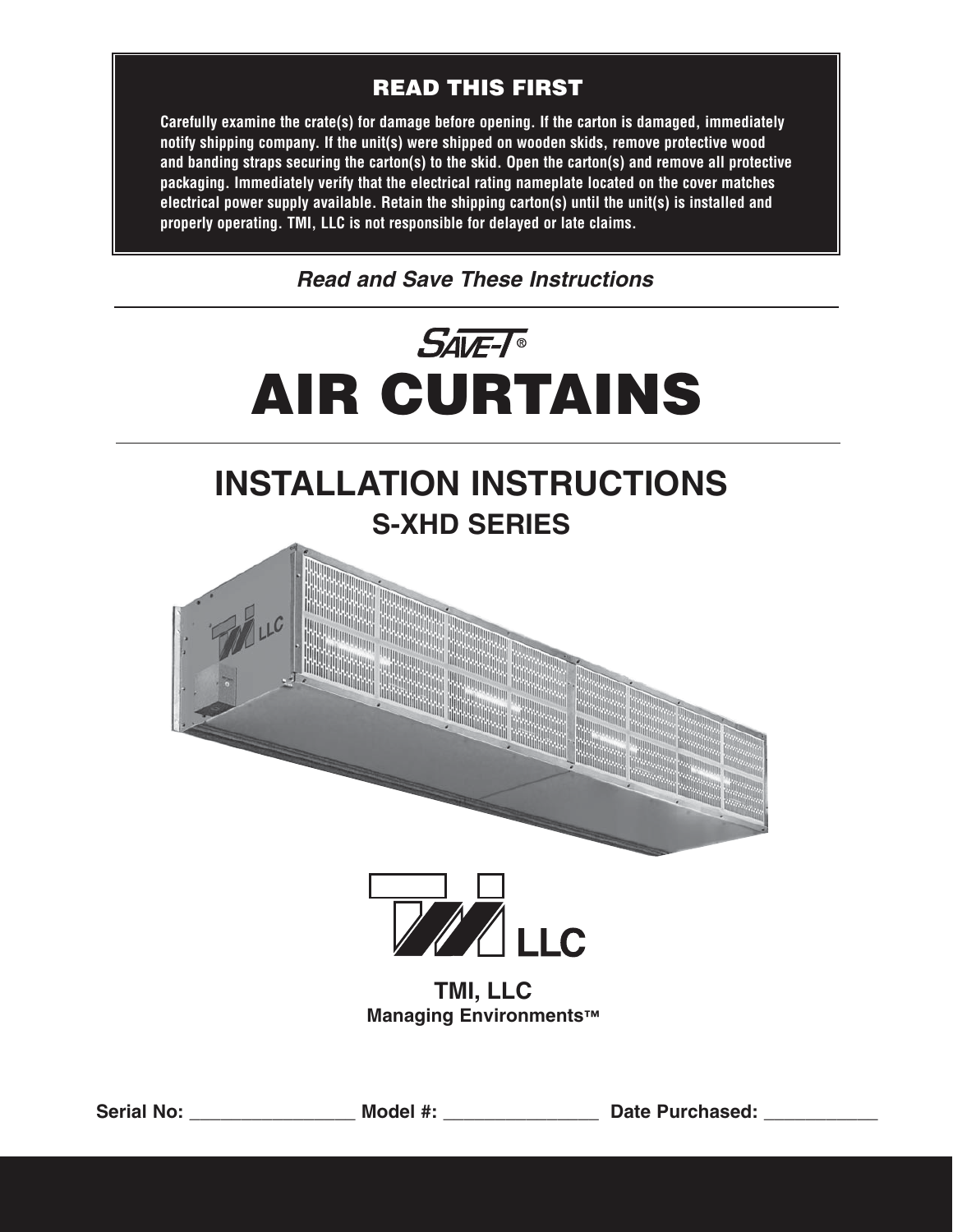## READ THIS FIRST

**Carefully examine the crate(s) for damage before opening. If the carton is damaged, immediately notify shipping company. If the unit(s) were shipped on wooden skids, remove protective wood and banding straps securing the carton(s) to the skid. Open the carton(s) and remove all protective packaging. Immediately verify that the electrical rating nameplate located on the cover matches electrical power supply available. Retain the shipping carton(s) until the unit(s) is installed and properly operating. TMI, LLC is not responsible for delayed or late claims.**

***Read and Save These Instructions***

SAVE-T®

# AIR CURTAINS

# INSTALLATION INSTRUCTIONS

## S-XHD SERIES

**TMI, LLC**
**Managing Environments™**

**Serial No:** _________________ **Model #:** ________________ **Date Purchased:** ____________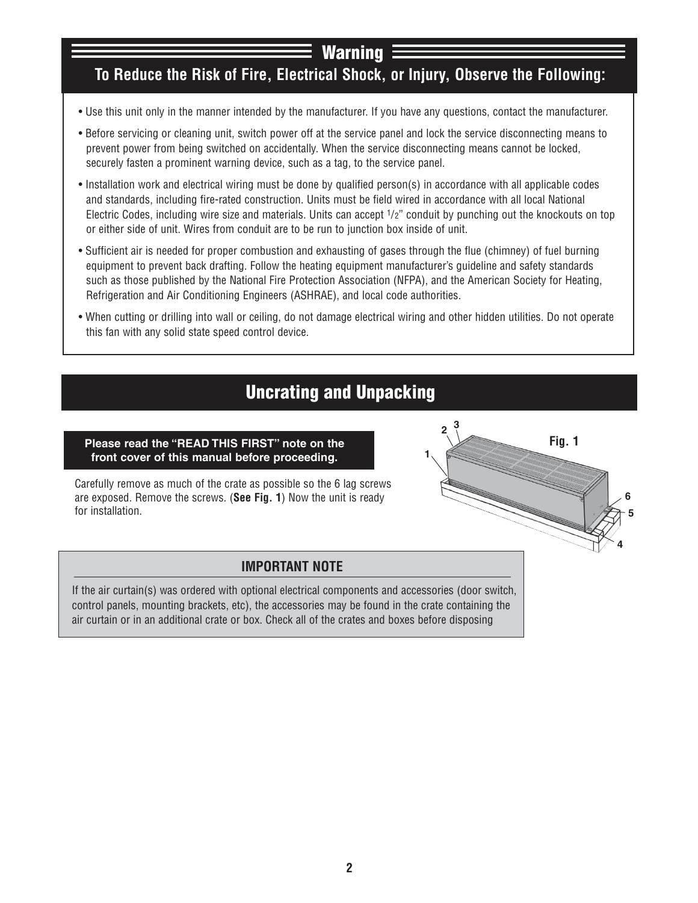## Warning

### To Reduce the Risk of Fire, Electrical Shock, or Injury, Observe the Following:

- Use this unit only in the manner intended by the manufacturer. If you have any questions, contact the manufacturer.
- Before servicing or cleaning unit, switch power off at the service panel and lock the service disconnecting means to prevent power from being switched on accidentally. When the service disconnecting means cannot be locked, securely fasten a prominent warning device, such as a tag, to the service panel.
- Installation work and electrical wiring must be done by qualified person(s) in accordance with all applicable codes and standards, including fire-rated construction. Units must be field wired in accordance with all local National Electric Codes, including wire size and materials. Units can accept 1/2" conduit by punching out the knockouts on top or either side of unit. Wires from conduit are to be run to junction box inside of unit.
- Sufficient air is needed for proper combustion and exhausting of gases through the flue (chimney) of fuel burning equipment to prevent back drafting. Follow the heating equipment manufacturer's guideline and safety standards such as those published by the National Fire Protection Association (NFPA), and the American Society for Heating, Refrigeration and Air Conditioning Engineers (ASHRAE), and local code authorities.
- When cutting or drilling into wall or ceiling, do not damage electrical wiring and other hidden utilities. Do not operate this fan with any solid state speed control device.

## Uncrating and Unpacking

**Please read the "READ THIS FIRST" note on the front cover of this manual before proceeding.**

Carefully remove as much of the crate as possible so the 6 lag screws are exposed. Remove the screws. (**See Fig. 1**) Now the unit is ready for installation.

Fig. 1

### IMPORTANT NOTE

If the air curtain(s) was ordered with optional electrical components and accessories (door switch, control panels, mounting brackets, etc), the accessories may be found in the crate containing the air curtain or in an additional crate or box. Check all of the crates and boxes before disposing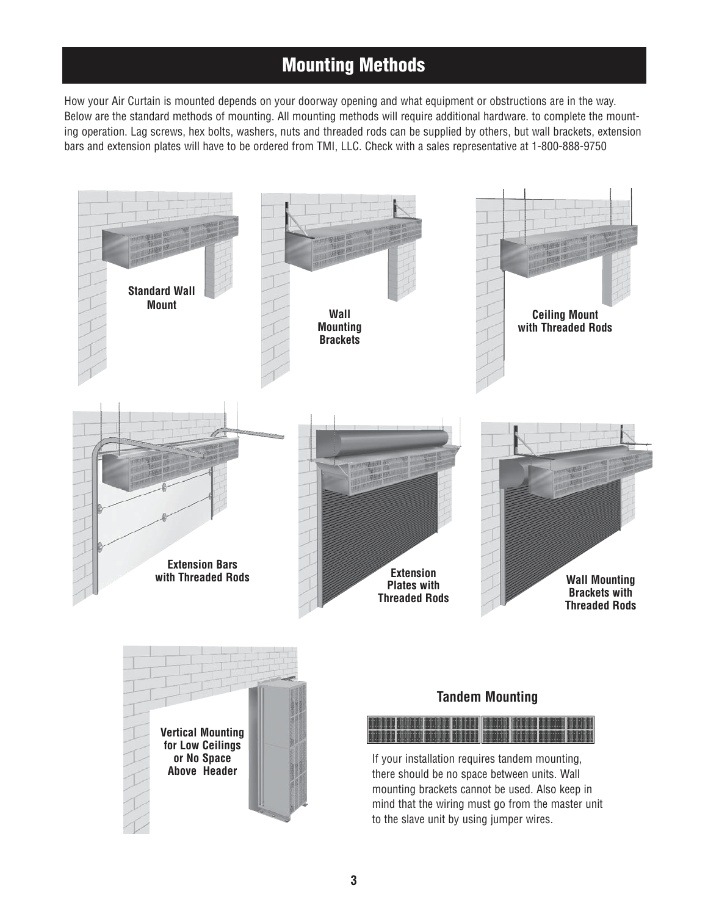# Mounting Methods

How your Air Curtain is mounted depends on your doorway opening and what equipment or obstructions are in the way. Below are the standard methods of mounting. All mounting methods will require additional hardware. to complete the mounting operation. Lag screws, hex bolts, washers, nuts and threaded rods can be supplied by others, but wall brackets, extension bars and extension plates will have to be ordered from TMI, LLC. Check with a sales representative at 1-800-888-9750

**Standard Wall Mount**

**Wall Mounting Brackets**

**Ceiling Mount with Threaded Rods**

**Extension Bars with Threaded Rods**

**Extension Plates with Threaded Rods**

**Wall Mounting Brackets with Threaded Rods**

**Vertical Mounting for Low Ceilings or No Space Above Header**

### Tandem Mounting

If your installation requires tandem mounting, there should be no space between units. Wall mounting brackets cannot be used. Also keep in mind that the wiring must go from the master unit to the slave unit by using jumper wires.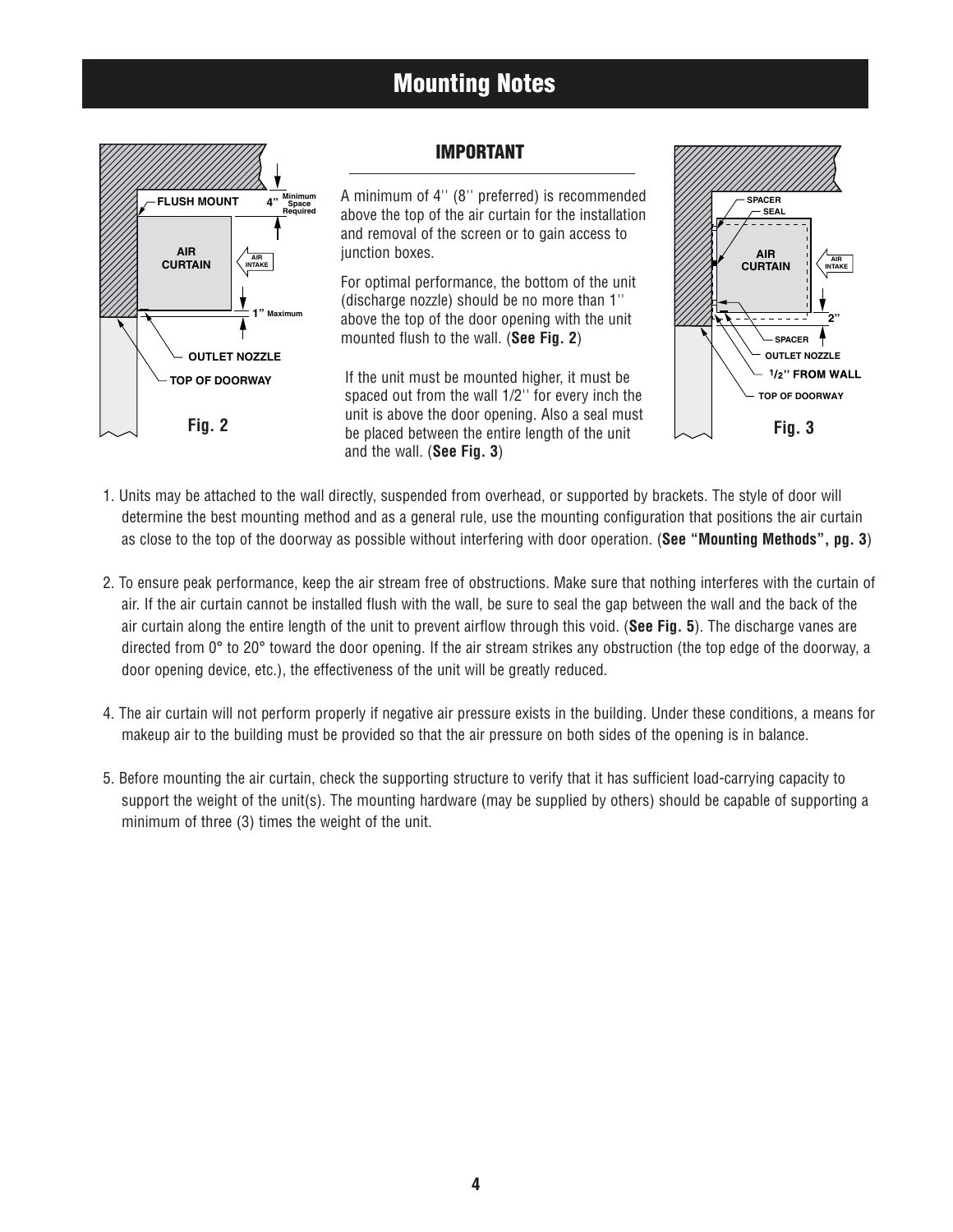## Mounting Notes

### IMPORTANT

A minimum of 4'' (8'' preferred) is recommended above the top of the air curtain for the installation and removal of the screen or to gain access to junction boxes.

For optimal performance, the bottom of the unit (discharge nozzle) should be no more than 1'' above the top of the door opening with the unit mounted flush to the wall. (**See Fig. 2**)

If the unit must be mounted higher, it must be spaced out from the wall 1/2'' for every inch the unit is above the door opening. Also a seal must be placed between the entire length of the unit and the wall. (**See Fig. 3**)

Fig. 2

Fig. 3

1. Units may be attached to the wall directly, suspended from overhead, or supported by brackets. The style of door will determine the best mounting method and as a general rule, use the mounting configuration that positions the air curtain as close to the top of the doorway as possible without interfering with door operation. (**See "Mounting Methods", pg. 3**)

2. To ensure peak performance, keep the air stream free of obstructions. Make sure that nothing interferes with the curtain of air. If the air curtain cannot be installed flush with the wall, be sure to seal the gap between the wall and the back of the air curtain along the entire length of the unit to prevent airflow through this void. (**See Fig. 5**). The discharge vanes are directed from 0° to 20° toward the door opening. If the air stream strikes any obstruction (the top edge of the doorway, a door opening device, etc.), the effectiveness of the unit will be greatly reduced.

4. The air curtain will not perform properly if negative air pressure exists in the building. Under these conditions, a means for makeup air to the building must be provided so that the air pressure on both sides of the opening is in balance.

5. Before mounting the air curtain, check the supporting structure to verify that it has sufficient load-carrying capacity to support the weight of the unit(s). The mounting hardware (may be supplied by others) should be capable of supporting a minimum of three (3) times the weight of the unit.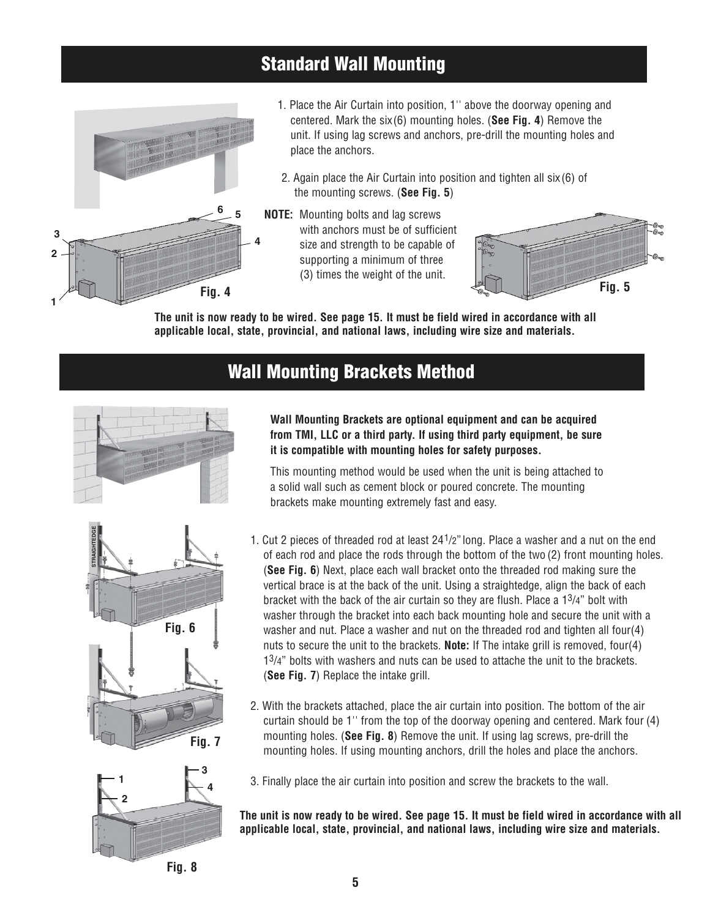## Standard Wall Mounting

1. Place the Air Curtain into position, 1'' above the doorway opening and centered. Mark the six (6) mounting holes. (**See Fig. 4**) Remove the unit. If using lag screws and anchors, pre-drill the mounting holes and place the anchors.

2. Again place the Air Curtain into position and tighten all six (6) of the mounting screws. (**See Fig. 5**)

**NOTE:** Mounting bolts and lag screws with anchors must be of sufficient size and strength to be capable of supporting a minimum of three (3) times the weight of the unit.

Fig. 4

Fig. 5

**The unit is now ready to be wired. See page 15. It must be field wired in accordance with all applicable local, state, provincial, and national laws, including wire size and materials.**

## Wall Mounting Brackets Method

**Wall Mounting Brackets are optional equipment and can be acquired from TMI, LLC or a third party. If using third party equipment, be sure it is compatible with mounting holes for safety purposes.**

This mounting method would be used when the unit is being attached to a solid wall such as cement block or poured concrete. The mounting brackets make mounting extremely fast and easy.

1. Cut 2 pieces of threaded rod at least 24 1/2" long. Place a washer and a nut on the end of each rod and place the rods through the bottom of the two (2) front mounting holes. (**See Fig. 6**) Next, place each wall bracket onto the threaded rod making sure the vertical brace is at the back of the unit. Using a straightedge, align the back of each bracket with the back of the air curtain so they are flush. Place a 1 3/4" bolt with washer through the bracket into each back mounting hole and secure the unit with a washer and nut. Place a washer and nut on the threaded rod and tighten all four(4) nuts to secure the unit to the brackets. **Note:** If The intake grill is removed, four(4) 1 3/4" bolts with washers and nuts can be used to attache the unit to the brackets. (**See Fig. 7**) Replace the intake grill.

2. With the brackets attached, place the air curtain into position. The bottom of the air curtain should be 1'' from the top of the doorway opening and centered. Mark four (4) mounting holes. (**See Fig. 8**) Remove the unit. If using lag screws, pre-drill the mounting holes. If using mounting anchors, drill the holes and place the anchors.

3. Finally place the air curtain into position and screw the brackets to the wall.

Fig. 6

Fig. 7

Fig. 8

**The unit is now ready to be wired. See page 15. It must be field wired in accordance with all applicable local, state, provincial, and national laws, including wire size and materials.**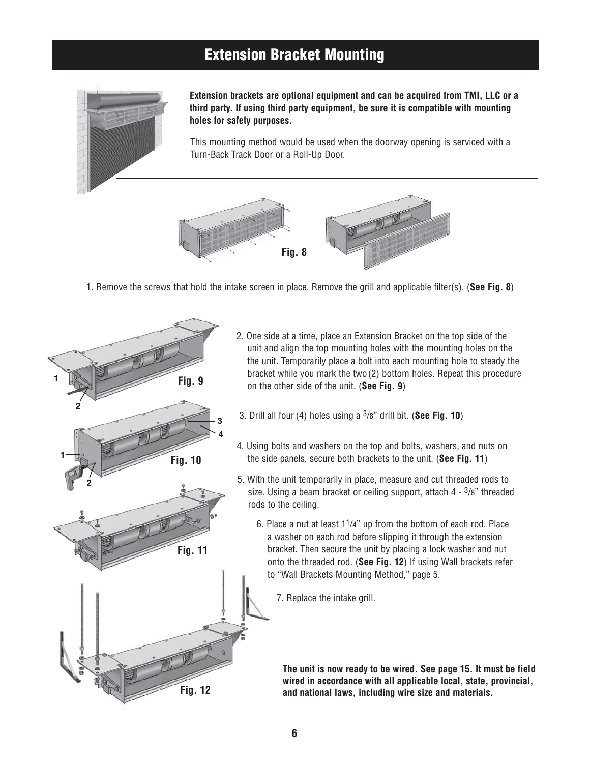# Extension Bracket Mounting

**Extension brackets are optional equipment and can be acquired from TMI, LLC or a third party. If using third party equipment, be sure it is compatible with mounting holes for safety purposes.**

This mounting method would be used when the doorway opening is serviced with a Turn-Back Track Door or a Roll-Up Door.

**Fig. 8**

1. Remove the screws that hold the intake screen in place. Remove the grill and applicable filter(s). (**See Fig. 8**)

**Fig. 9**

**Fig. 10**

**Fig. 11**

**Fig. 12**

2. One side at a time, place an Extension Bracket on the top side of the unit and align the top mounting holes with the mounting holes on the the unit. Temporarily place a bolt into each mounting hole to steady the bracket while you mark the two (2) bottom holes. Repeat this procedure on the other side of the unit. (**See Fig. 9**)

3. Drill all four (4) holes using a 3/8" drill bit. (**See Fig. 10**)

4. Using bolts and washers on the top and bolts, washers, and nuts on the side panels, secure both brackets to the unit. (**See Fig. 11**)

5. With the unit temporarily in place, measure and cut threaded rods to size. Using a beam bracket or ceiling support, attach 4 - 3/8" threaded rods to the ceiling.

6. Place a nut at least 1 1/4" up from the bottom of each rod. Place a washer on each rod before slipping it through the extension bracket. Then secure the unit by placing a lock washer and nut onto the threaded rod. (**See Fig. 12**) If using Wall brackets refer to "Wall Brackets Mounting Method," page 5.

7. Replace the intake grill.

**The unit is now ready to be wired. See page 15. It must be field wired in accordance with all applicable local, state, provincial, and national laws, including wire size and materials.**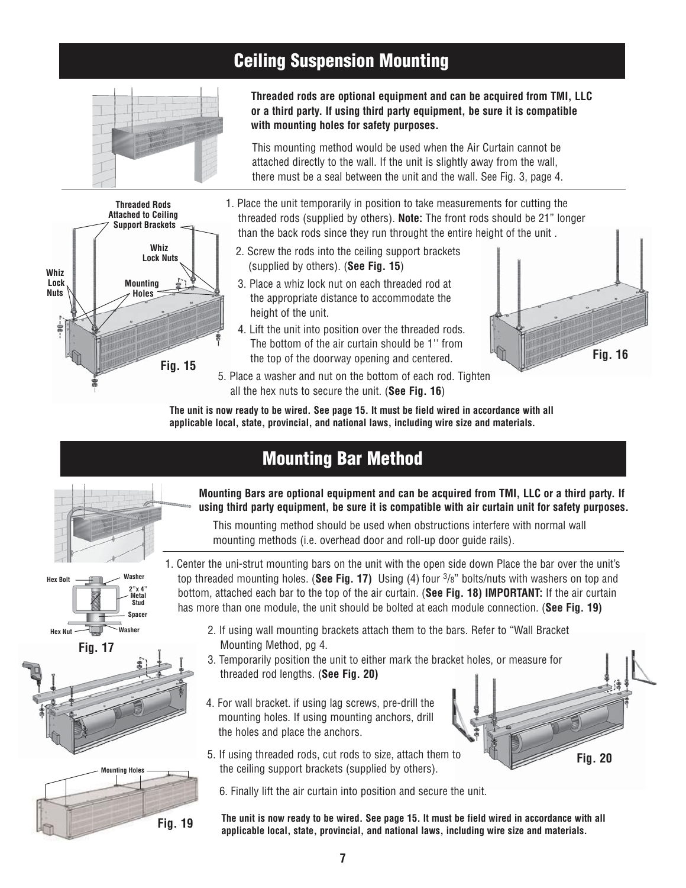## Ceiling Suspension Mounting

**Threaded rods are optional equipment and can be acquired from TMI, LLC or a third party. If using third party equipment, be sure it is compatible with mounting holes for safety purposes.**

This mounting method would be used when the Air Curtain cannot be attached directly to the wall. If the unit is slightly away from the wall, there must be a seal between the unit and the wall. See Fig. 3, page 4.

Threaded Rods Attached to Ceiling Support Brackets

Whiz Lock Nuts

Mounting Holes

Fig. 15

1. Place the unit temporarily in position to take measurements for cutting the threaded rods (supplied by others). **Note:** The front rods should be 21" longer than the back rods since they run throught the entire height of the unit .
2. Screw the rods into the ceiling support brackets (supplied by others). (**See Fig. 15**)
3. Place a whiz lock nut on each threaded rod at the appropriate distance to accommodate the height of the unit.
4. Lift the unit into position over the threaded rods. The bottom of the air curtain should be 1'' from the top of the doorway opening and centered.
5. Place a washer and nut on the bottom of each rod. Tighten all the hex nuts to secure the unit. (**See Fig. 16**)

Fig. 16

**The unit is now ready to be wired. See page 15. It must be field wired in accordance with all applicable local, state, provincial, and national laws, including wire size and materials.**

## Mounting Bar Method

**Mounting Bars are optional equipment and can be acquired from TMI, LLC or a third party. If using third party equipment, be sure it is compatible with air curtain unit for safety purposes.**

This mounting method should be used when obstructions interfere with normal wall mounting methods (i.e. overhead door and roll-up door guide rails).

Hex Bolt, Washer, 2"x 4" Metal Stud, Spacer, Hex Nut, Washer

Fig. 17

1. Center the uni-strut mounting bars on the unit with the open side down Place the bar over the unit's top threaded mounting holes. (**See Fig. 17)** Using (4) four 3/8" bolts/nuts with washers on top and bottom, attached each bar to the top of the air curtain. (**See Fig. 18) IMPORTANT:** If the air curtain has more than one module, the unit should be bolted at each module connection. (**See Fig. 19)**
2. If using wall mounting brackets attach them to the bars. Refer to "Wall Bracket Mounting Method, pg 4.
3. Temporarily position the unit to either mark the bracket holes, or measure for threaded rod lengths. (**See Fig. 20)**
4. For wall bracket. if using lag screws, pre-drill the mounting holes. If using mounting anchors, drill the holes and place the anchors.
5. If using threaded rods, cut rods to size, attach them to the ceiling support brackets (supplied by others).
6. Finally lift the air curtain into position and secure the unit.

Fig. 20

Mounting Holes

Fig. 19

**The unit is now ready to be wired. See page 15. It must be field wired in accordance with all applicable local, state, provincial, and national laws, including wire size and materials.**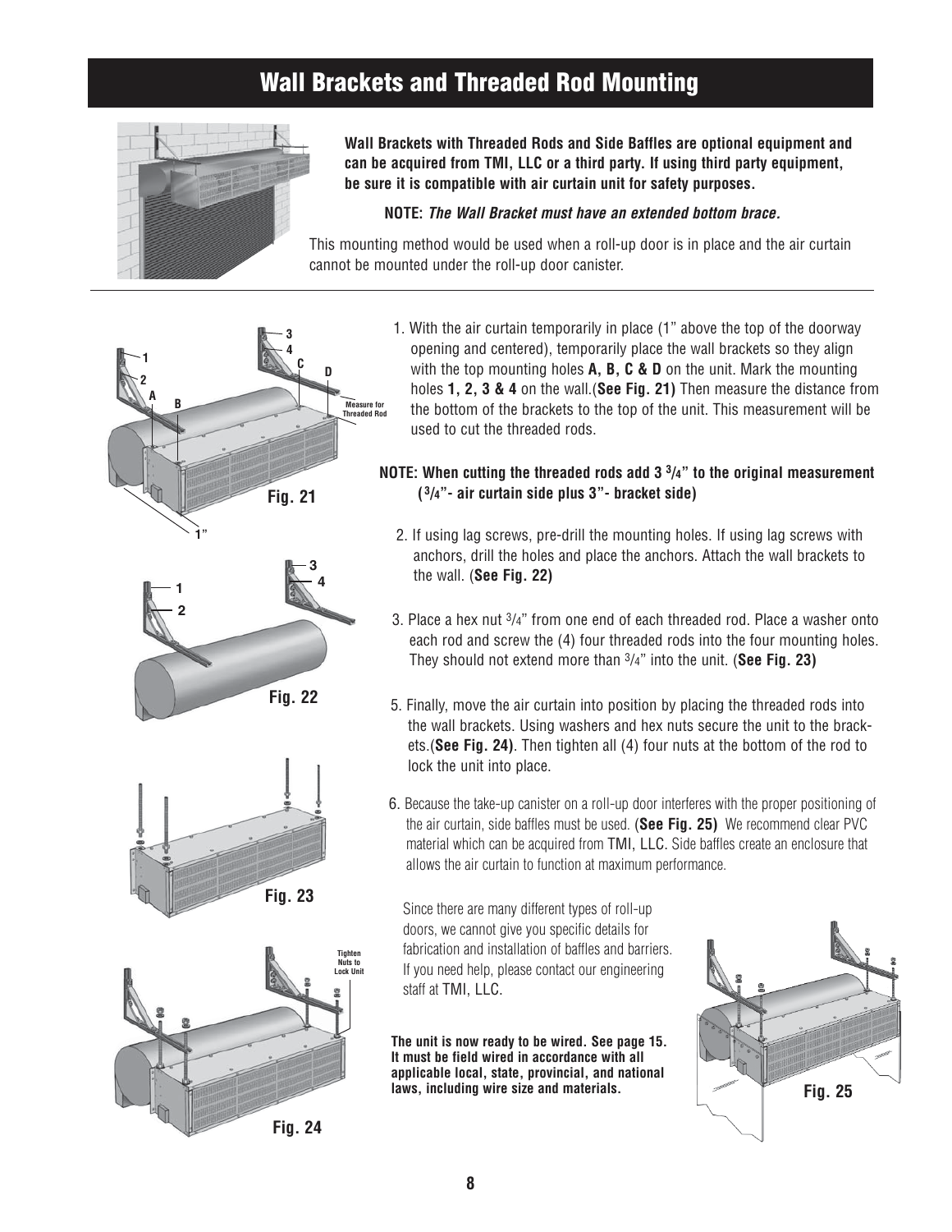# Wall Brackets and Threaded Rod Mounting

**Wall Brackets with Threaded Rods and Side Baffles are optional equipment and can be acquired from TMI, LLC or a third party. If using third party equipment, be sure it is compatible with air curtain unit for safety purposes.**

**NOTE:** ***The Wall Bracket must have an extended bottom brace.***

This mounting method would be used when a roll-up door is in place and the air curtain cannot be mounted under the roll-up door canister.

1. With the air curtain temporarily in place (1" above the top of the doorway opening and centered), temporarily place the wall brackets so they align with the top mounting holes **A, B, C & D** on the unit. Mark the mounting holes **1, 2, 3 & 4** on the wall.(**See Fig. 21)** Then measure the distance from the bottom of the brackets to the top of the unit. This measurement will be used to cut the threaded rods.

**NOTE: When cutting the threaded rods add 3 3/4" to the original measurement (3/4"- air curtain side plus 3"- bracket side)**

2. If using lag screws, pre-drill the mounting holes. If using lag screws with anchors, drill the holes and place the anchors. Attach the wall brackets to the wall. (**See Fig. 22)**

3. Place a hex nut 3/4" from one end of each threaded rod. Place a washer onto each rod and screw the (4) four threaded rods into the four mounting holes. They should not extend more than 3/4" into the unit. (**See Fig. 23)**

5. Finally, move the air curtain into position by placing the threaded rods into the wall brackets. Using washers and hex nuts secure the unit to the brackets.(**See Fig. 24)**. Then tighten all (4) four nuts at the bottom of the rod to lock the unit into place.

6. Because the take-up canister on a roll-up door interferes with the proper positioning of the air curtain, side baffles must be used. (**See Fig. 25)** We recommend clear PVC material which can be acquired from TMI, LLC. Side baffles create an enclosure that allows the air curtain to function at maximum performance.

Since there are many different types of roll-up doors, we cannot give you specific details for fabrication and installation of baffles and barriers. If you need help, please contact our engineering staff at TMI, LLC.

**The unit is now ready to be wired. See page 15. It must be field wired in accordance with all applicable local, state, provincial, and national laws, including wire size and materials.**

Fig. 21

Fig. 22

Fig. 23

Fig. 24

Fig. 25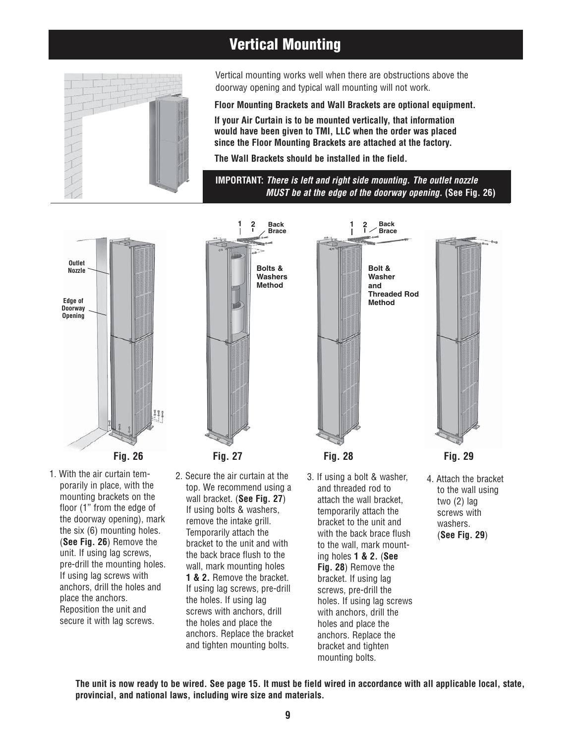# Vertical Mounting

Vertical mounting works well when there are obstructions above the doorway opening and typical wall mounting will not work.

**Floor Mounting Brackets and Wall Brackets are optional equipment.**

**If your Air Curtain is to be mounted vertically, that information would have been given to TMI, LLC when the order was placed since the Floor Mounting Brackets are attached at the factory.**

**The Wall Brackets should be installed in the field.**

**IMPORTANT:** ***There is left and right side mounting. The outlet nozzle MUST be at the edge of the doorway opening.*** **(See Fig. 26)**

Outlet Nozzle

Edge of Doorway Opening

**Fig. 26**

1 2 Back Brace

Bolts & Washers Method

**Fig. 27**

1 2 Back Brace

Bolt & Washer and Threaded Rod Method

**Fig. 28**

**Fig. 29**

1. With the air curtain temporarily in place, with the mounting brackets on the floor (1" from the edge of the doorway opening), mark the six (6) mounting holes. (**See Fig. 26**) Remove the unit. If using lag screws, pre-drill the mounting holes. If using lag screws with anchors, drill the holes and place the anchors. Reposition the unit and secure it with lag screws.

2. Secure the air curtain at the top. We recommend using a wall bracket. (**See Fig. 27**) If using bolts & washers, remove the intake grill. Temporarily attach the bracket to the unit and with the back brace flush to the wall, mark mounting holes **1 & 2.** Remove the bracket. If using lag screws, pre-drill the holes. If using lag screws with anchors, drill the holes and place the anchors. Replace the bracket and tighten mounting bolts.

3. If using a bolt & washer, and threaded rod to attach the wall bracket, temporarily attach the bracket to the unit and with the back brace flush to the wall, mark mounting holes **1 & 2.** (**See Fig. 28**) Remove the bracket. If using lag screws, pre-drill the holes. If using lag screws with anchors, drill the holes and place the anchors. Replace the bracket and tighten mounting bolts.

4. Attach the bracket to the wall using two (2) lag screws with washers. (**See Fig. 29**)

**The unit is now ready to be wired. See page 15. It must be field wired in accordance with all applicable local, state, provincial, and national laws, including wire size and materials.**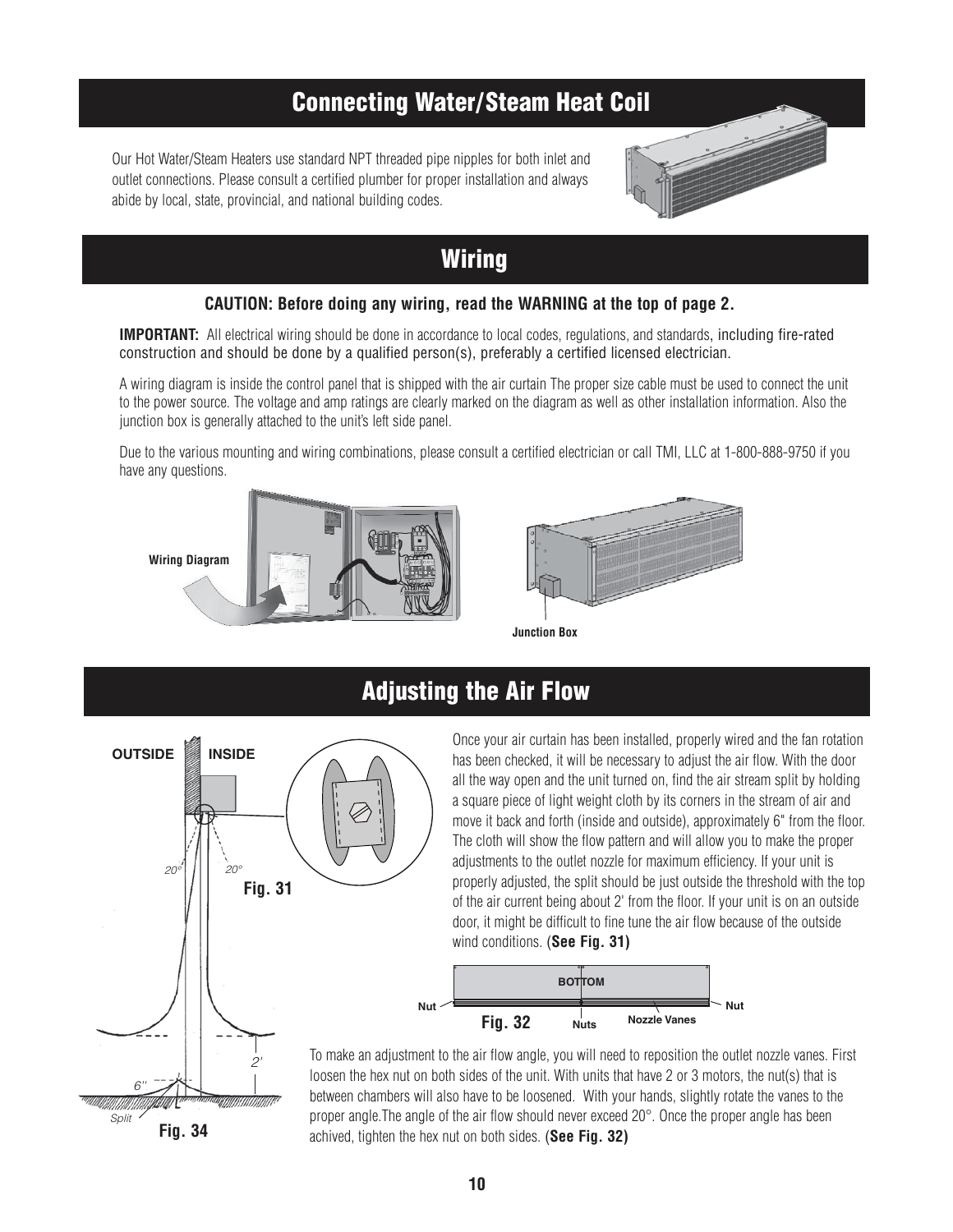## Connecting Water/Steam Heat Coil

Our Hot Water/Steam Heaters use standard NPT threaded pipe nipples for both inlet and outlet connections. Please consult a certified plumber for proper installation and always abide by local, state, provincial, and national building codes.

## Wiring

**CAUTION: Before doing any wiring, read the WARNING at the top of page 2.**

**IMPORTANT:** All electrical wiring should be done in accordance to local codes, regulations, and standards, including fire-rated construction and should be done by a qualified person(s), preferably a certified licensed electrician.

A wiring diagram is inside the control panel that is shipped with the air curtain The proper size cable must be used to connect the unit to the power source. The voltage and amp ratings are clearly marked on the diagram as well as other installation information. Also the junction box is generally attached to the unit's left side panel.

Due to the various mounting and wiring combinations, please consult a certified electrician or call TMI, LLC at 1-800-888-9750 if you have any questions.

Wiring Diagram

Junction Box

## Adjusting the Air Flow

Once your air curtain has been installed, properly wired and the fan rotation has been checked, it will be necessary to adjust the air flow. With the door all the way open and the unit turned on, find the air stream split by holding a square piece of light weight cloth by its corners in the stream of air and move it back and forth (inside and outside), approximately 6" from the floor. The cloth will show the flow pattern and will allow you to make the proper adjustments to the outlet nozzle for maximum efficiency. If your unit is properly adjusted, the split should be just outside the threshold with the top of the air current being about 2' from the floor. If your unit is on an outside door, it might be difficult to fine tune the air flow because of the outside wind conditions. (**See Fig. 31)**

OUTSIDE INSIDE 20° 20° 2' 6" Split

**Fig. 31**

**Fig. 34**

BOTTOM Nut Nut Nuts Nozzle Vanes

**Fig. 32**

To make an adjustment to the air flow angle, you will need to reposition the outlet nozzle vanes. First loosen the hex nut on both sides of the unit. With units that have 2 or 3 motors, the nut(s) that is between chambers will also have to be loosened. With your hands, slightly rotate the vanes to the proper angle.The angle of the air flow should never exceed 20°. Once the proper angle has been achived, tighten the hex nut on both sides. (**See Fig. 32)**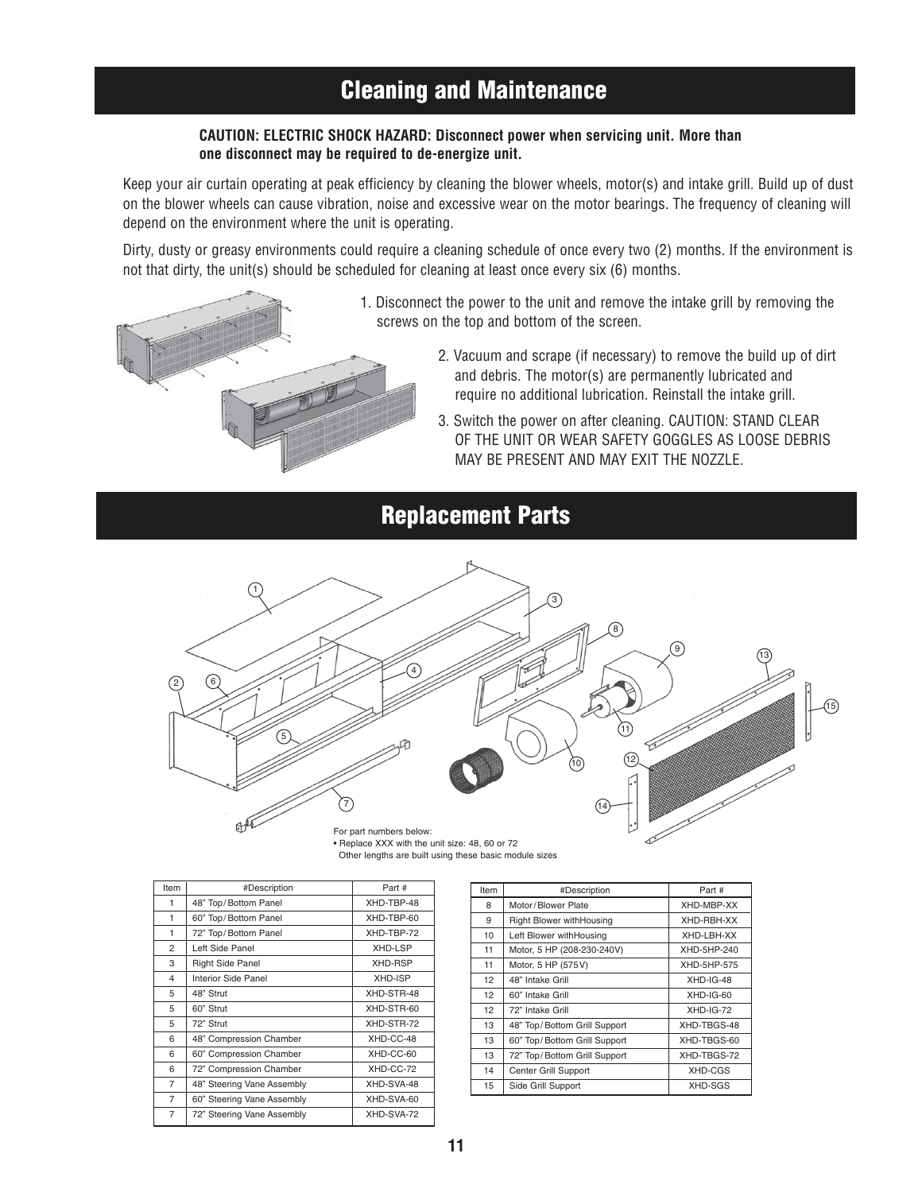# Cleaning and Maintenance

**CAUTION: ELECTRIC SHOCK HAZARD: Disconnect power when servicing unit. More than one disconnect may be required to de-energize unit.**

Keep your air curtain operating at peak efficiency by cleaning the blower wheels, motor(s) and intake grill. Build up of dust on the blower wheels can cause vibration, noise and excessive wear on the motor bearings. The frequency of cleaning will depend on the environment where the unit is operating.

Dirty, dusty or greasy environments could require a cleaning schedule of once every two (2) months. If the environment is not that dirty, the unit(s) should be scheduled for cleaning at least once every six (6) months.

1. Disconnect the power to the unit and remove the intake grill by removing the screws on the top and bottom of the screen.
2. Vacuum and scrape (if necessary) to remove the build up of dirt and debris. The motor(s) are permanently lubricated and require no additional lubrication. Reinstall the intake grill.
3. Switch the power on after cleaning. CAUTION: STAND CLEAR OF THE UNIT OR WEAR SAFETY GOGGLES AS LOOSE DEBRIS MAY BE PRESENT AND MAY EXIT THE NOZZLE.

# Replacement Parts

For part numbers below:
- Replace XXX with the unit size: 48, 60 or 72

Other lengths are built using these basic module sizes

| Item | #Description | Part # |
|---|---|---|
| 1 | 48" Top/Bottom Panel | XHD-TBP-48 |
| 1 | 60" Top/Bottom Panel | XHD-TBP-60 |
| 1 | 72" Top/Bottom Panel | XHD-TBP-72 |
| 2 | Left Side Panel | XHD-LSP |
| 3 | Right Side Panel | XHD-RSP |
| 4 | Interior Side Panel | XHD-ISP |
| 5 | 48" Strut | XHD-STR-48 |
| 5 | 60" Strut | XHD-STR-60 |
| 5 | 72" Strut | XHD-STR-72 |
| 6 | 48" Compression Chamber | XHD-CC-48 |
| 6 | 60" Compression Chamber | XHD-CC-60 |
| 6 | 72" Compression Chamber | XHD-CC-72 |
| 7 | 48" Steering Vane Assembly | XHD-SVA-48 |
| 7 | 60" Steering Vane Assembly | XHD-SVA-60 |
| 7 | 72" Steering Vane Assembly | XHD-SVA-72 |

| Item | #Description | Part # |
|---|---|---|
| 8 | Motor/Blower Plate | XHD-MBP-XX |
| 9 | Right Blower withHousing | XHD-RBH-XX |
| 10 | Left Blower withHousing | XHD-LBH-XX |
| 11 | Motor, 5 HP (208-230-240V) | XHD-5HP-240 |
| 11 | Motor, 5 HP (575V) | XHD-5HP-575 |
| 12 | 48" Intake Grill | XHD-IG-48 |
| 12 | 60" Intake Grill | XHD-IG-60 |
| 12 | 72" Intake Grill | XHD-IG-72 |
| 13 | 48" Top/Bottom Grill Support | XHD-TBGS-48 |
| 13 | 60" Top/Bottom Grill Support | XHD-TBGS-60 |
| 13 | 72" Top/Bottom Grill Support | XHD-TBGS-72 |
| 14 | Center Grill Support | XHD-CGS |
| 15 | Side Grill Support | XHD-SGS |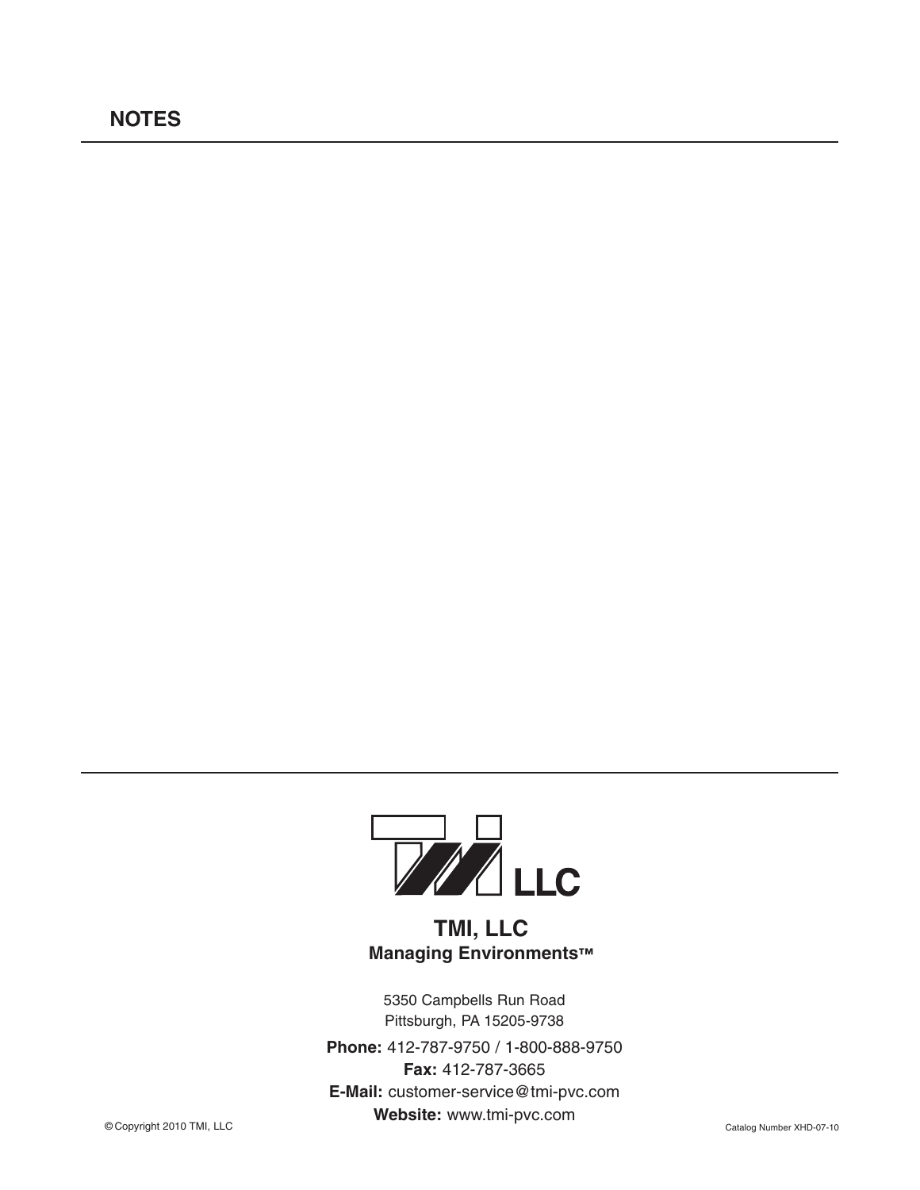## NOTES

---

---

LLC

**TMI, LLC**

**Managing Environments™**

5350 Campbells Run Road
Pittsburgh, PA 15205-9738

**Phone:** 412-787-9750 / 1-800-888-9750
**Fax:** 412-787-3665
**E-Mail:** customer-service@tmi-pvc.com
**Website:** www.tmi-pvc.com

© Copyright 2010 TMI, LLC

Catalog Number XHD-07-10